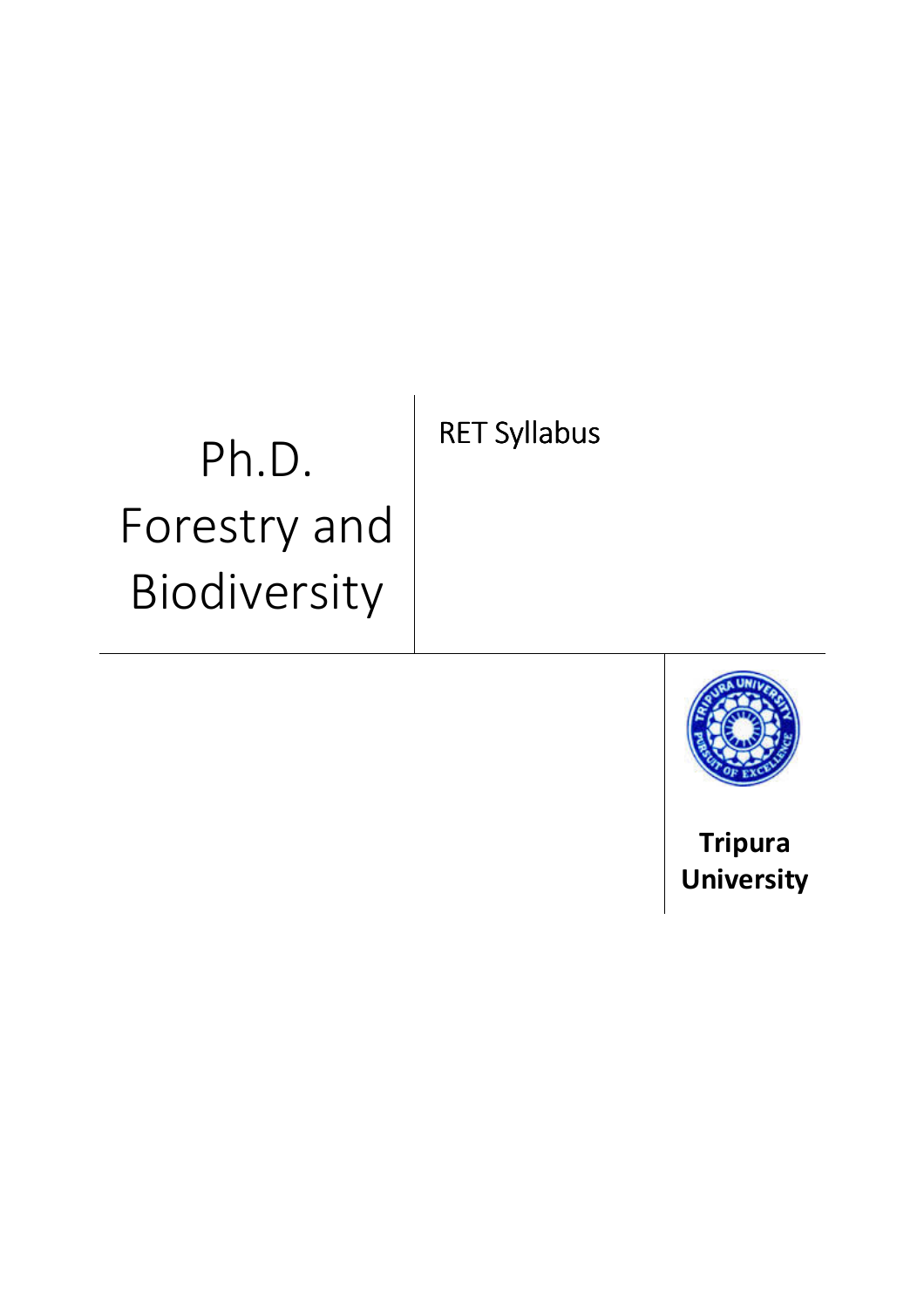# Ph.D. Forestry and Biodiversity

RET Syllabus

**Tripura University**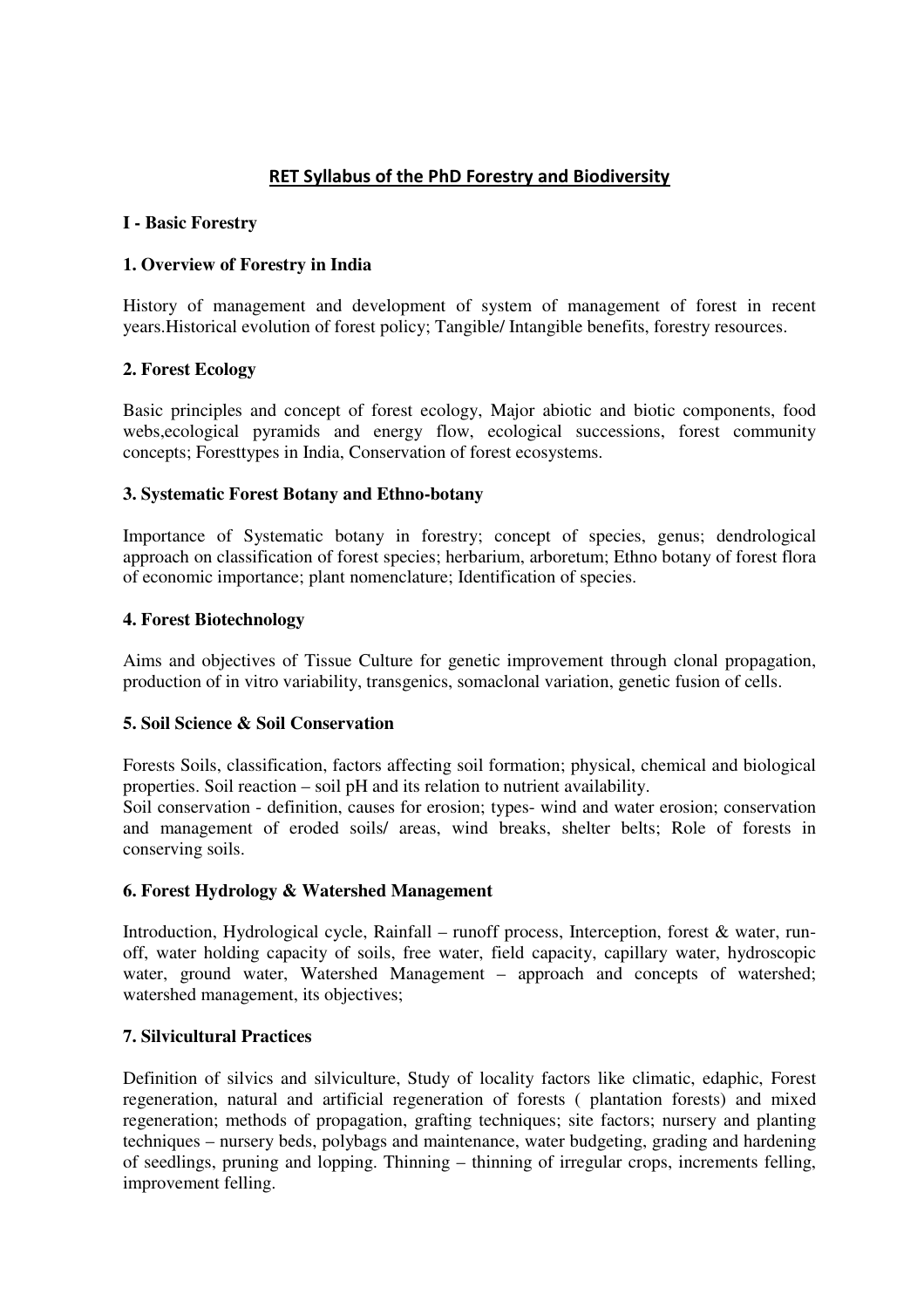# RET Syllabus of the PhD Forestry and Biodiversity

## I - Basic Forestry

### 1. Overview of Forestry in India

History of management and development of system of management of forest in recent years.Historical evolution of forest policy; Tangible/ Intangible benefits, forestry resources.

### 2. Forest Ecology

Basic principles and concept of forest ecology, Major abiotic and biotic components, food webs,ecological pyramids and energy flow, ecological successions, forest community concepts; Foresttypes in India, Conservation of forest ecosystems.

### 3. Systematic Forest Botany and Ethno-botany

Importance of Systematic botany in forestry; concept of species, genus; dendrological approach on classification of forest species; herbarium, arboretum; Ethno botany of forest flora of economic importance; plant nomenclature; Identification of species.

### 4. Forest Biotechnology

Aims and objectives of Tissue Culture for genetic improvement through clonal propagation, production of in vitro variability, transgenics, somaclonal variation, genetic fusion of cells.

### 5. Soil Science & Soil Conservation

Forests Soils, classification, factors affecting soil formation; physical, chemical and biological properties. Soil reaction – soil pH and its relation to nutrient availability.

Soil conservation - definition, causes for erosion; types- wind and water erosion; conservation and management of eroded soils/ areas, wind breaks, shelter belts; Role of forests in conserving soils.

### 6. Forest Hydrology & Watershed Management

Introduction, Hydrological cycle, Rainfall – runoff process, Interception, forest & water, run-off, water holding capacity of soils, free water, field capacity, capillary water, hydroscopic water, ground water, Watershed Management – approach and concepts of watershed; watershed management, its objectives;

### 7. Silvicultural Practices

Definition of silvics and silviculture, Study of locality factors like climatic, edaphic, Forest regeneration, natural and artificial regeneration of forests ( plantation forests) and mixed regeneration; methods of propagation, grafting techniques; site factors; nursery and planting techniques – nursery beds, polybags and maintenance, water budgeting, grading and hardening of seedlings, pruning and lopping. Thinning – thinning of irregular crops, increments felling, improvement felling.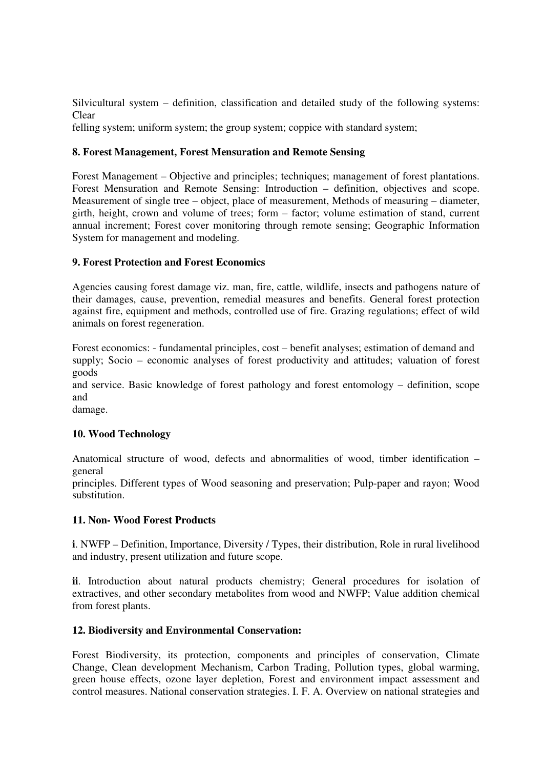Silvicultural system – definition, classification and detailed study of the following systems: Clear felling system; uniform system; the group system; coppice with standard system;

**8. Forest Management, Forest Mensuration and Remote Sensing**

Forest Management – Objective and principles; techniques; management of forest plantations. Forest Mensuration and Remote Sensing: Introduction – definition, objectives and scope. Measurement of single tree – object, place of measurement, Methods of measuring – diameter, girth, height, crown and volume of trees; form – factor; volume estimation of stand, current annual increment; Forest cover monitoring through remote sensing; Geographic Information System for management and modeling.

**9. Forest Protection and Forest Economics**

Agencies causing forest damage viz. man, fire, cattle, wildlife, insects and pathogens nature of their damages, cause, prevention, remedial measures and benefits. General forest protection against fire, equipment and methods, controlled use of fire. Grazing regulations; effect of wild animals on forest regeneration.

Forest economics: - fundamental principles, cost – benefit analyses; estimation of demand and supply; Socio – economic analyses of forest productivity and attitudes; valuation of forest goods and service. Basic knowledge of forest pathology and forest entomology – definition, scope and damage.

**10. Wood Technology**

Anatomical structure of wood, defects and abnormalities of wood, timber identification – general principles. Different types of Wood seasoning and preservation; Pulp-paper and rayon; Wood substitution.

**11. Non- Wood Forest Products**

**i**. NWFP – Definition, Importance, Diversity / Types, their distribution, Role in rural livelihood and industry, present utilization and future scope.

**ii**. Introduction about natural products chemistry; General procedures for isolation of extractives, and other secondary metabolites from wood and NWFP; Value addition chemical from forest plants.

**12. Biodiversity and Environmental Conservation:**

Forest Biodiversity, its protection, components and principles of conservation, Climate Change, Clean development Mechanism, Carbon Trading, Pollution types, global warming, green house effects, ozone layer depletion, Forest and environment impact assessment and control measures. National conservation strategies. I. F. A. Overview on national strategies and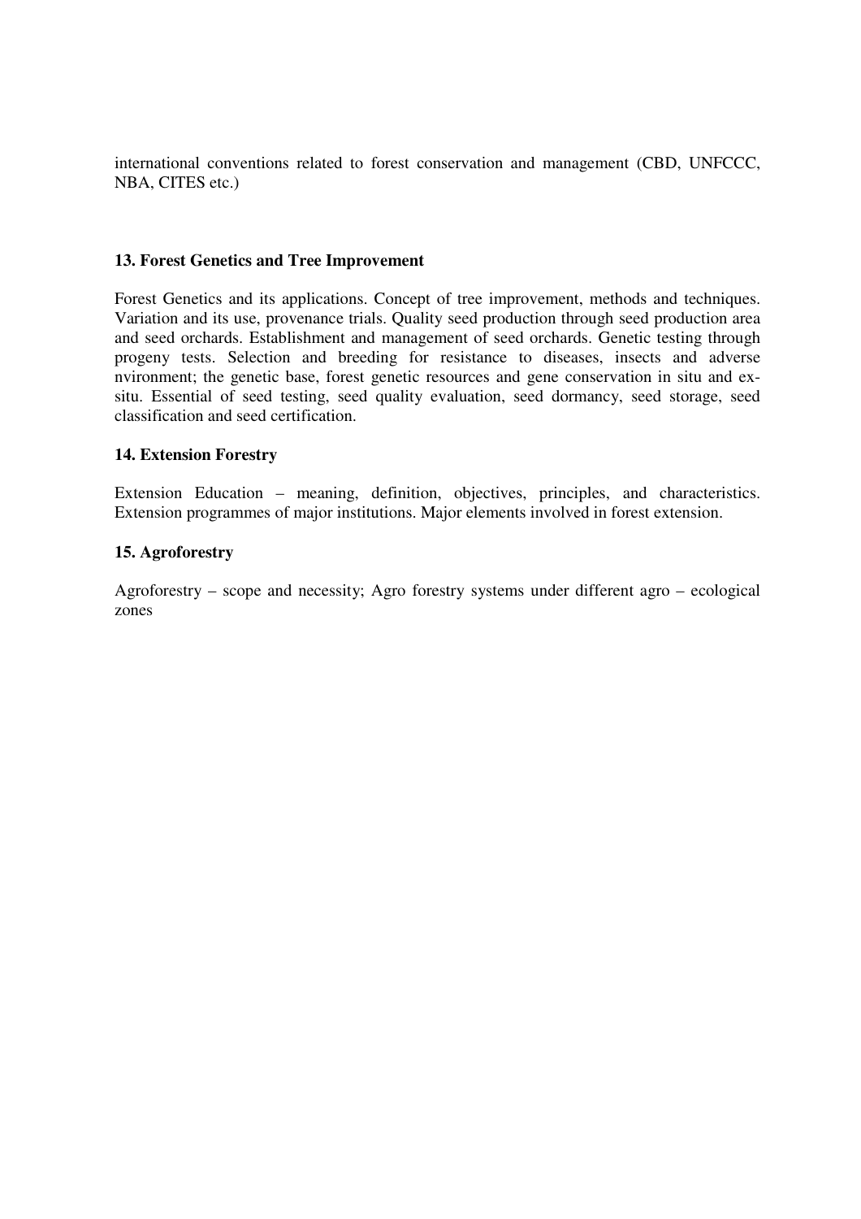international conventions related to forest conservation and management (CBD, UNFCCC, NBA, CITES etc.)

**13. Forest Genetics and Tree Improvement**

Forest Genetics and its applications. Concept of tree improvement, methods and techniques. Variation and its use, provenance trials. Quality seed production through seed production area and seed orchards. Establishment and management of seed orchards. Genetic testing through progeny tests. Selection and breeding for resistance to diseases, insects and adverse nvironment; the genetic base, forest genetic resources and gene conservation in situ and ex-situ. Essential of seed testing, seed quality evaluation, seed dormancy, seed storage, seed classification and seed certification.

**14. Extension Forestry**

Extension Education – meaning, definition, objectives, principles, and characteristics. Extension programmes of major institutions. Major elements involved in forest extension.

**15. Agroforestry**

Agroforestry – scope and necessity; Agro forestry systems under different agro – ecological zones